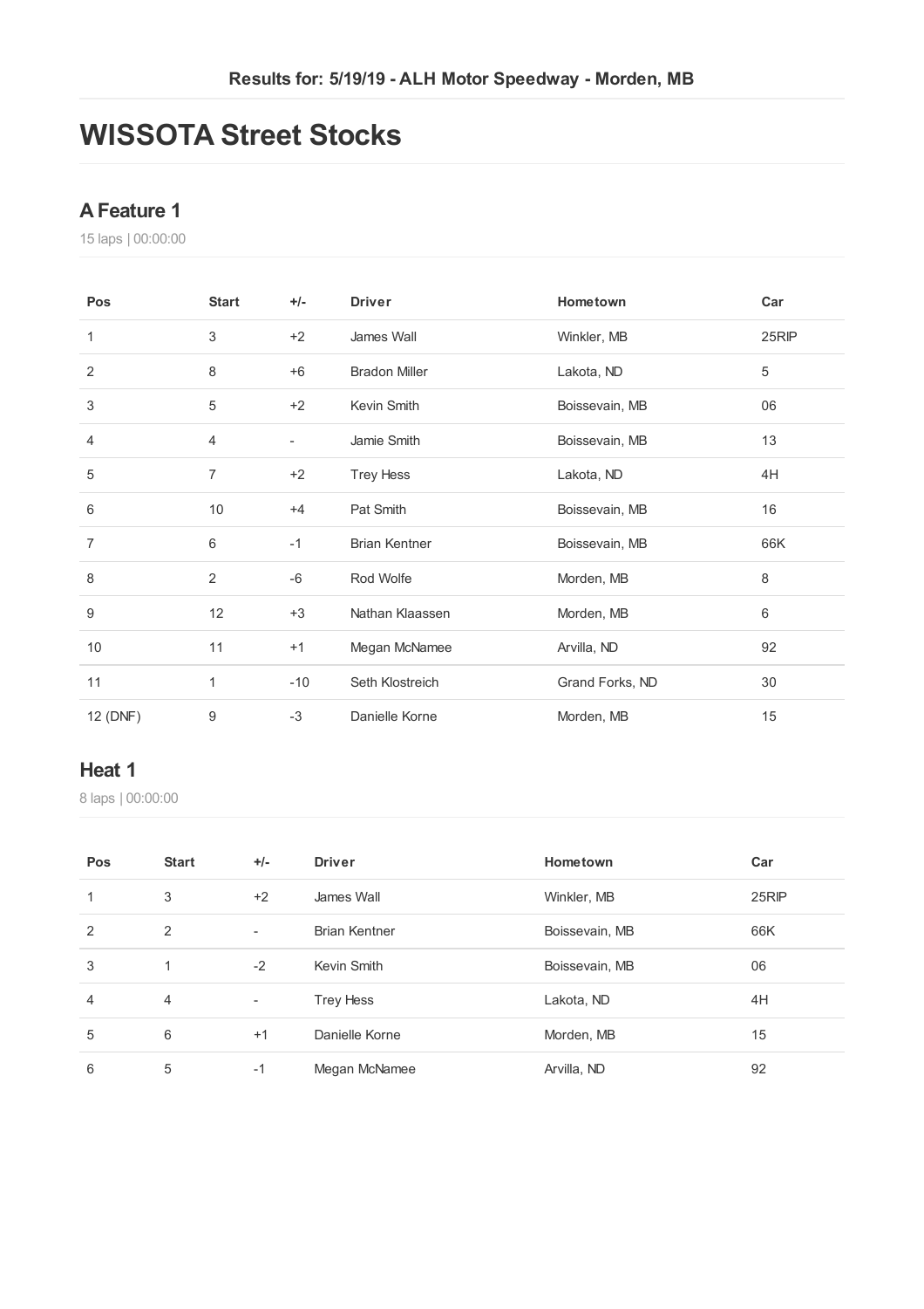Results for: 5/19/19 - ALH Motor Speedway - Morden, MB

# WISSOTA Street Stocks

## A Feature 1

15 laps | 00:00:00

| Pos | Start | +/- | Driver | Hometown | Car |
|---|---|---|---|---|---|
| 1 | 3 | +2 | James Wall | Winkler, MB | 25RIP |
| 2 | 8 | +6 | Bradon Miller | Lakota, ND | 5 |
| 3 | 5 | +2 | Kevin Smith | Boissevain, MB | 06 |
| 4 | 4 | - | Jamie Smith | Boissevain, MB | 13 |
| 5 | 7 | +2 | Trey Hess | Lakota, ND | 4H |
| 6 | 10 | +4 | Pat Smith | Boissevain, MB | 16 |
| 7 | 6 | -1 | Brian Kentner | Boissevain, MB | 66K |
| 8 | 2 | -6 | Rod Wolfe | Morden, MB | 8 |
| 9 | 12 | +3 | Nathan Klaassen | Morden, MB | 6 |
| 10 | 11 | +1 | Megan McNamee | Arvilla, ND | 92 |
| 11 | 1 | -10 | Seth Klostreich | Grand Forks, ND | 30 |
| 12 (DNF) | 9 | -3 | Danielle Korne | Morden, MB | 15 |

## Heat 1

8 laps | 00:00:00

| Pos | Start | +/- | Driver | Hometown | Car |
|---|---|---|---|---|---|
| 1 | 3 | +2 | James Wall | Winkler, MB | 25RIP |
| 2 | 2 | - | Brian Kentner | Boissevain, MB | 66K |
| 3 | 1 | -2 | Kevin Smith | Boissevain, MB | 06 |
| 4 | 4 | - | Trey Hess | Lakota, ND | 4H |
| 5 | 6 | +1 | Danielle Korne | Morden, MB | 15 |
| 6 | 5 | -1 | Megan McNamee | Arvilla, ND | 92 |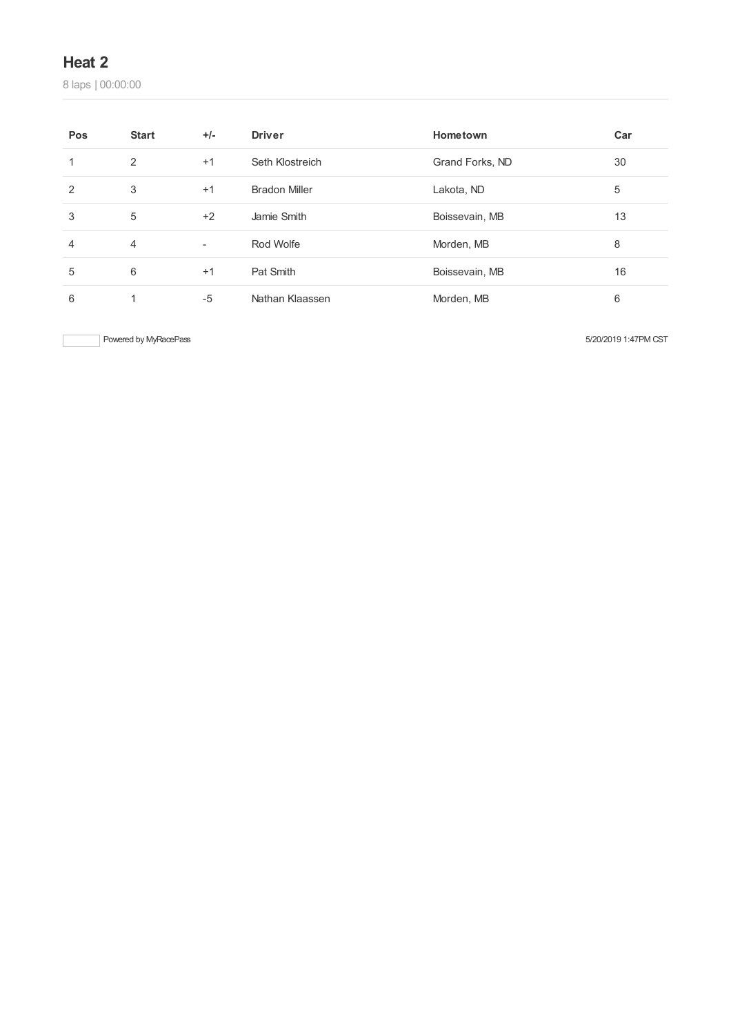## Heat 2

8 laps | 00:00:00

| Pos | Start | +/- | Driver | Hometown | Car |
|---|---|---|---|---|---|
| 1 | 2 | +1 | Seth Klostreich | Grand Forks, ND | 30 |
| 2 | 3 | +1 | Bradon Miller | Lakota, ND | 5 |
| 3 | 5 | +2 | Jamie Smith | Boissevain, MB | 13 |
| 4 | 4 | - | Rod Wolfe | Morden, MB | 8 |
| 5 | 6 | +1 | Pat Smith | Boissevain, MB | 16 |
| 6 | 1 | -5 | Nathan Klaassen | Morden, MB | 6 |

Powered by MyRacePass

5/20/2019 1:47PM CST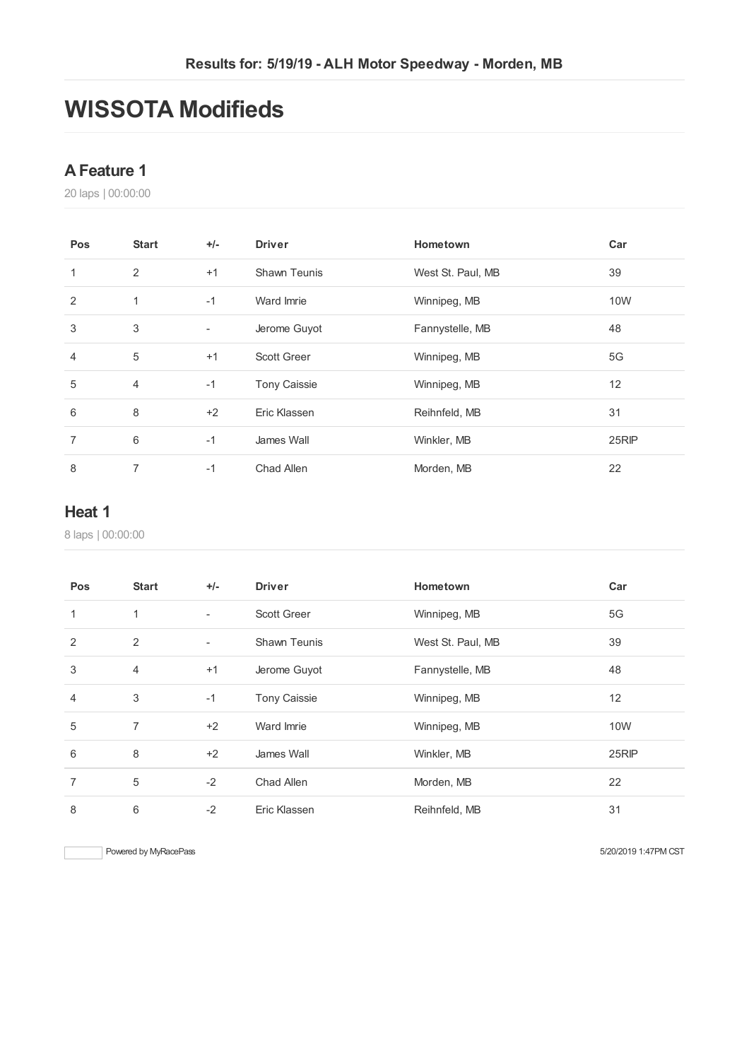Results for: 5/19/19 - ALH Motor Speedway - Morden, MB

# WISSOTA Modifieds

## A Feature 1

20 laps | 00:00:00

| Pos | Start | +/- | Driver | Hometown | Car |
|---|---|---|---|---|---|
| 1 | 2 | +1 | Shawn Teunis | West St. Paul, MB | 39 |
| 2 | 1 | -1 | Ward Imrie | Winnipeg, MB | 10W |
| 3 | 3 | - | Jerome Guyot | Fannystelle, MB | 48 |
| 4 | 5 | +1 | Scott Greer | Winnipeg, MB | 5G |
| 5 | 4 | -1 | Tony Caissie | Winnipeg, MB | 12 |
| 6 | 8 | +2 | Eric Klassen | Reihnfeld, MB | 31 |
| 7 | 6 | -1 | James Wall | Winkler, MB | 25RIP |
| 8 | 7 | -1 | Chad Allen | Morden, MB | 22 |

## Heat 1

8 laps | 00:00:00

| Pos | Start | +/- | Driver | Hometown | Car |
|---|---|---|---|---|---|
| 1 | 1 | - | Scott Greer | Winnipeg, MB | 5G |
| 2 | 2 | - | Shawn Teunis | West St. Paul, MB | 39 |
| 3 | 4 | +1 | Jerome Guyot | Fannystelle, MB | 48 |
| 4 | 3 | -1 | Tony Caissie | Winnipeg, MB | 12 |
| 5 | 7 | +2 | Ward Imrie | Winnipeg, MB | 10W |
| 6 | 8 | +2 | James Wall | Winkler, MB | 25RIP |
| 7 | 5 | -2 | Chad Allen | Morden, MB | 22 |
| 8 | 6 | -2 | Eric Klassen | Reihnfeld, MB | 31 |

Powered by MyRacePass

5/20/2019 1:47PM CST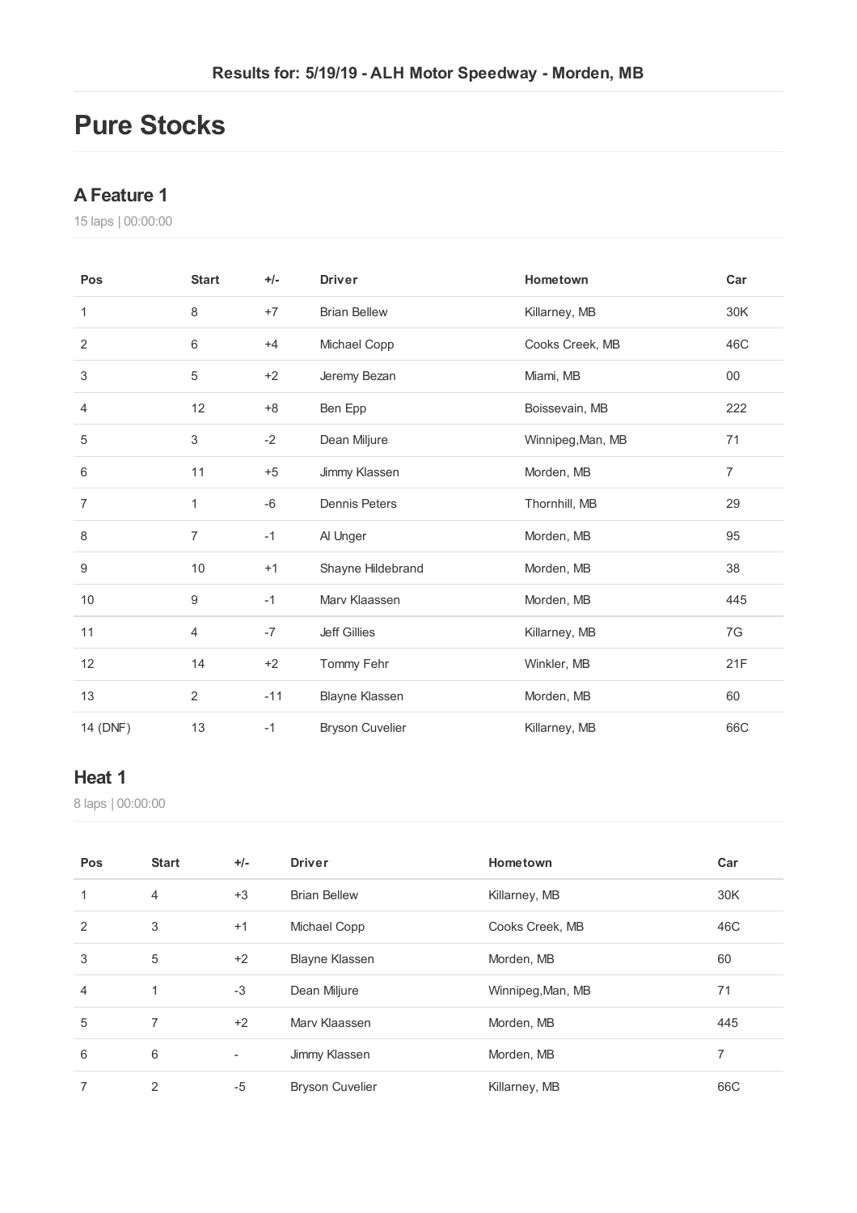Results for: 5/19/19 - ALH Motor Speedway - Morden, MB

# Pure Stocks

## A Feature 1

15 laps | 00:00:00

| Pos | Start | +/- | Driver | Hometown | Car |
| --- | --- | --- | --- | --- | --- |
| 1 | 8 | +7 | Brian Bellew | Killarney, MB | 30K |
| 2 | 6 | +4 | Michael Copp | Cooks Creek, MB | 46C |
| 3 | 5 | +2 | Jeremy Bezan | Miami, MB | 00 |
| 4 | 12 | +8 | Ben Epp | Boissevain, MB | 222 |
| 5 | 3 | -2 | Dean Miljure | Winnipeg,Man, MB | 71 |
| 6 | 11 | +5 | Jimmy Klassen | Morden, MB | 7 |
| 7 | 1 | -6 | Dennis Peters | Thornhill, MB | 29 |
| 8 | 7 | -1 | Al Unger | Morden, MB | 95 |
| 9 | 10 | +1 | Shayne Hildebrand | Morden, MB | 38 |
| 10 | 9 | -1 | Marv Klaassen | Morden, MB | 445 |
| 11 | 4 | -7 | Jeff Gillies | Killarney, MB | 7G |
| 12 | 14 | +2 | Tommy Fehr | Winkler, MB | 21F |
| 13 | 2 | -11 | Blayne Klassen | Morden, MB | 60 |
| 14 (DNF) | 13 | -1 | Bryson Cuvelier | Killarney, MB | 66C |

## Heat 1

8 laps | 00:00:00

| Pos | Start | +/- | Driver | Hometown | Car |
| --- | --- | --- | --- | --- | --- |
| 1 | 4 | +3 | Brian Bellew | Killarney, MB | 30K |
| 2 | 3 | +1 | Michael Copp | Cooks Creek, MB | 46C |
| 3 | 5 | +2 | Blayne Klassen | Morden, MB | 60 |
| 4 | 1 | -3 | Dean Miljure | Winnipeg,Man, MB | 71 |
| 5 | 7 | +2 | Marv Klaassen | Morden, MB | 445 |
| 6 | 6 | - | Jimmy Klassen | Morden, MB | 7 |
| 7 | 2 | -5 | Bryson Cuvelier | Killarney, MB | 66C |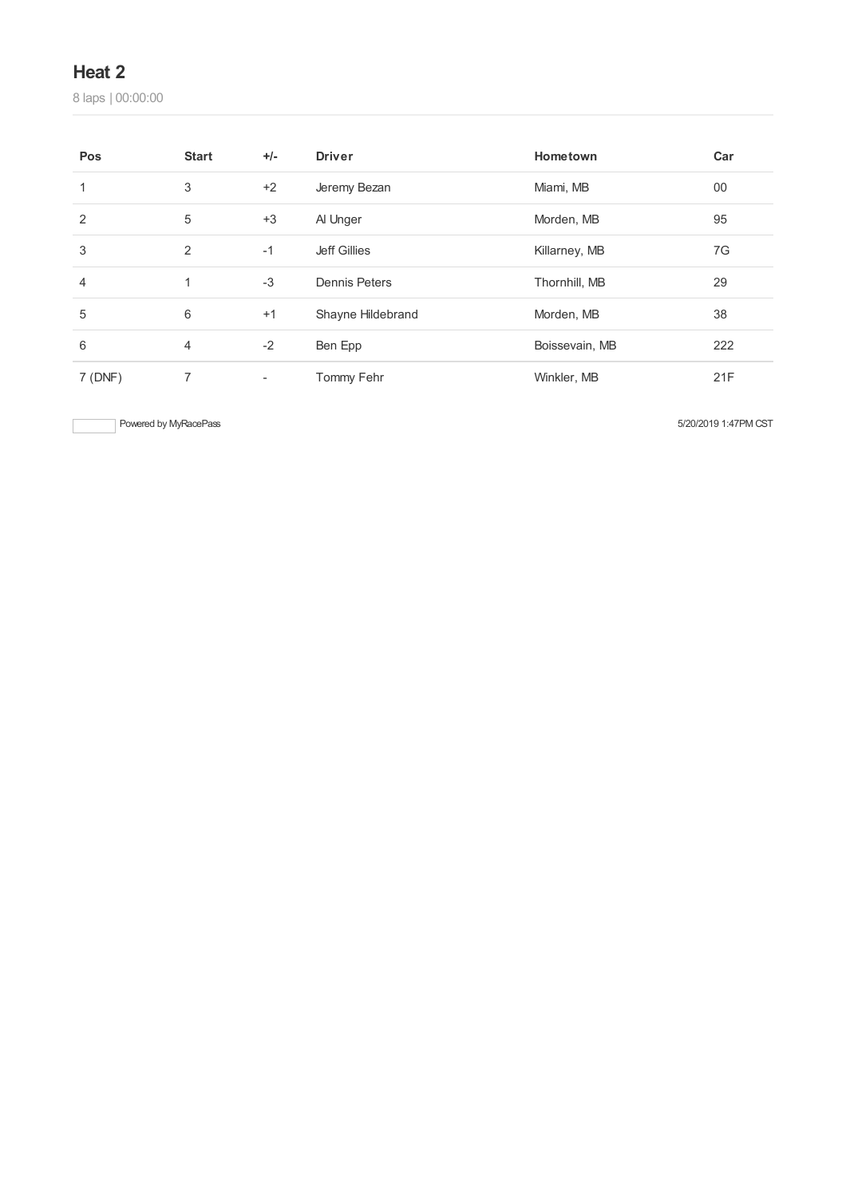## Heat 2

8 laps | 00:00:00

| Pos | Start | +/- | Driver | Hometown | Car |
|---|---|---|---|---|---|
| 1 | 3 | +2 | Jeremy Bezan | Miami, MB | 00 |
| 2 | 5 | +3 | Al Unger | Morden, MB | 95 |
| 3 | 2 | -1 | Jeff Gillies | Killarney, MB | 7G |
| 4 | 1 | -3 | Dennis Peters | Thornhill, MB | 29 |
| 5 | 6 | +1 | Shayne Hildebrand | Morden, MB | 38 |
| 6 | 4 | -2 | Ben Epp | Boissevain, MB | 222 |
| 7 (DNF) | 7 | - | Tommy Fehr | Winkler, MB | 21F |

Powered by MyRacePass

5/20/2019 1:47PM CST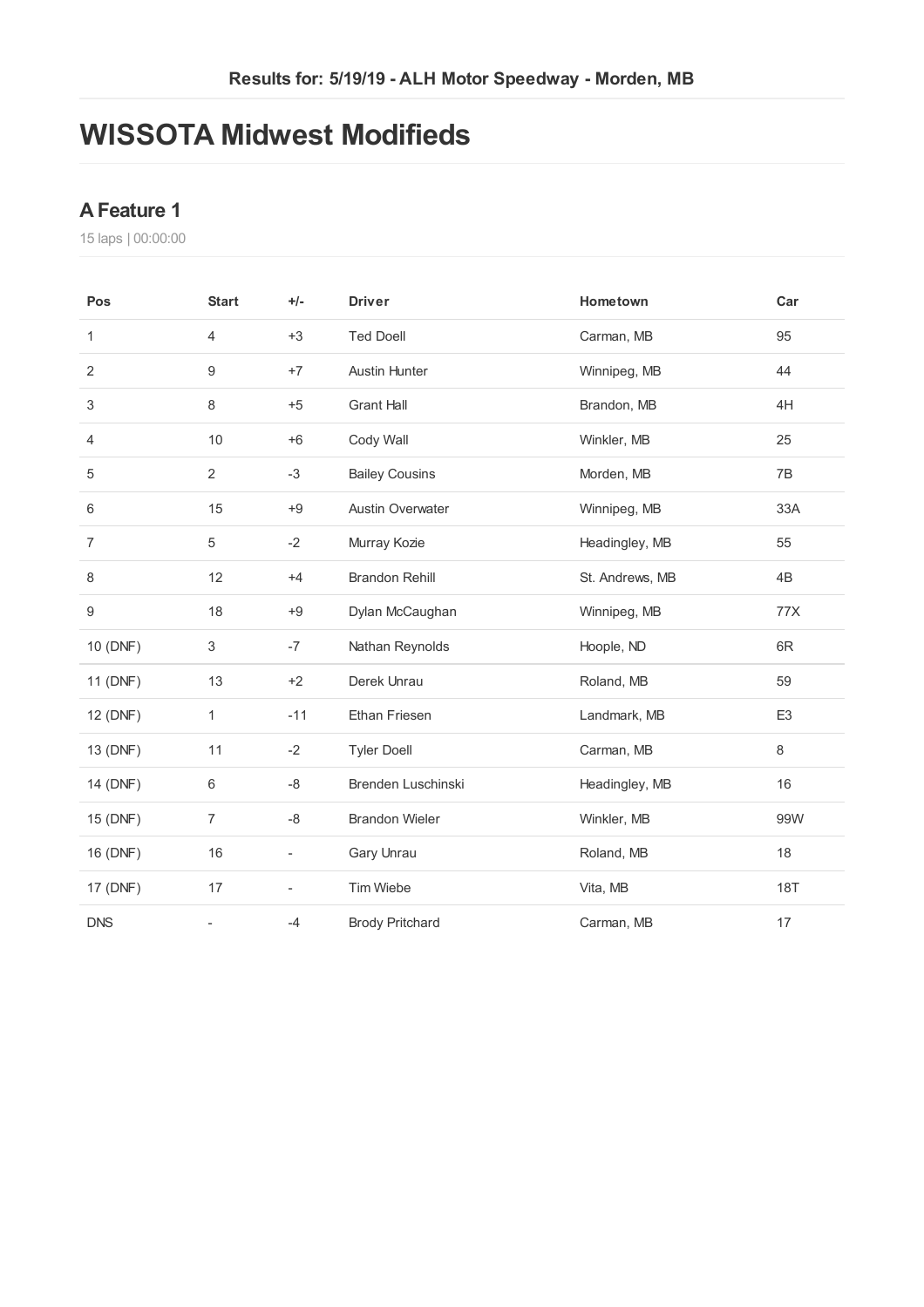Results for: 5/19/19 - ALH Motor Speedway - Morden, MB

# WISSOTA Midwest Modifieds

## A Feature 1

15 laps | 00:00:00

| Pos | Start | +/- | Driver | Hometown | Car |
|---|---|---|---|---|---|
| 1 | 4 | +3 | Ted Doell | Carman, MB | 95 |
| 2 | 9 | +7 | Austin Hunter | Winnipeg, MB | 44 |
| 3 | 8 | +5 | Grant Hall | Brandon, MB | 4H |
| 4 | 10 | +6 | Cody Wall | Winkler, MB | 25 |
| 5 | 2 | -3 | Bailey Cousins | Morden, MB | 7B |
| 6 | 15 | +9 | Austin Overwater | Winnipeg, MB | 33A |
| 7 | 5 | -2 | Murray Kozie | Headingley, MB | 55 |
| 8 | 12 | +4 | Brandon Rehill | St. Andrews, MB | 4B |
| 9 | 18 | +9 | Dylan McCaughan | Winnipeg, MB | 77X |
| 10 (DNF) | 3 | -7 | Nathan Reynolds | Hoople, ND | 6R |
| 11 (DNF) | 13 | +2 | Derek Unrau | Roland, MB | 59 |
| 12 (DNF) | 1 | -11 | Ethan Friesen | Landmark, MB | E3 |
| 13 (DNF) | 11 | -2 | Tyler Doell | Carman, MB | 8 |
| 14 (DNF) | 6 | -8 | Brenden Luschinski | Headingley, MB | 16 |
| 15 (DNF) | 7 | -8 | Brandon Wieler | Winkler, MB | 99W |
| 16 (DNF) | 16 | - | Gary Unrau | Roland, MB | 18 |
| 17 (DNF) | 17 | - | Tim Wiebe | Vita, MB | 18T |
| DNS | - | -4 | Brody Pritchard | Carman, MB | 17 |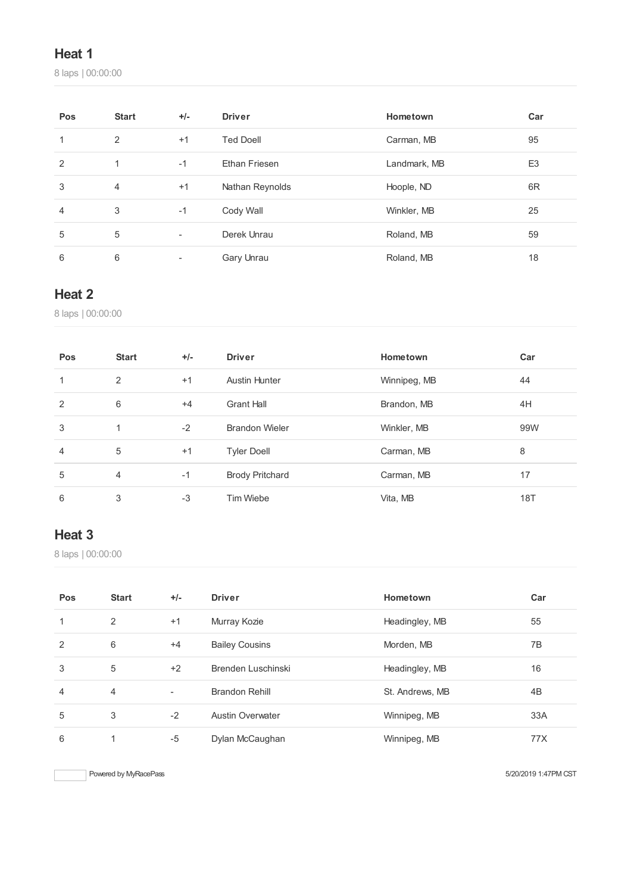## Heat 1

8 laps | 00:00:00

| Pos | Start | +/- | Driver | Hometown | Car |
|---|---|---|---|---|---|
| 1 | 2 | +1 | Ted Doell | Carman, MB | 95 |
| 2 | 1 | -1 | Ethan Friesen | Landmark, MB | E3 |
| 3 | 4 | +1 | Nathan Reynolds | Hoople, ND | 6R |
| 4 | 3 | -1 | Cody Wall | Winkler, MB | 25 |
| 5 | 5 | - | Derek Unrau | Roland, MB | 59 |
| 6 | 6 | - | Gary Unrau | Roland, MB | 18 |

## Heat 2

8 laps | 00:00:00

| Pos | Start | +/- | Driver | Hometown | Car |
|---|---|---|---|---|---|
| 1 | 2 | +1 | Austin Hunter | Winnipeg, MB | 44 |
| 2 | 6 | +4 | Grant Hall | Brandon, MB | 4H |
| 3 | 1 | -2 | Brandon Wieler | Winkler, MB | 99W |
| 4 | 5 | +1 | Tyler Doell | Carman, MB | 8 |
| 5 | 4 | -1 | Brody Pritchard | Carman, MB | 17 |
| 6 | 3 | -3 | Tim Wiebe | Vita, MB | 18T |

## Heat 3

8 laps | 00:00:00

| Pos | Start | +/- | Driver | Hometown | Car |
|---|---|---|---|---|---|
| 1 | 2 | +1 | Murray Kozie | Headingley, MB | 55 |
| 2 | 6 | +4 | Bailey Cousins | Morden, MB | 7B |
| 3 | 5 | +2 | Brenden Luschinski | Headingley, MB | 16 |
| 4 | 4 | - | Brandon Rehill | St. Andrews, MB | 4B |
| 5 | 3 | -2 | Austin Overwater | Winnipeg, MB | 33A |
| 6 | 1 | -5 | Dylan McCaughan | Winnipeg, MB | 77X |

Powered by MyRacePass

5/20/2019 1:47PM CST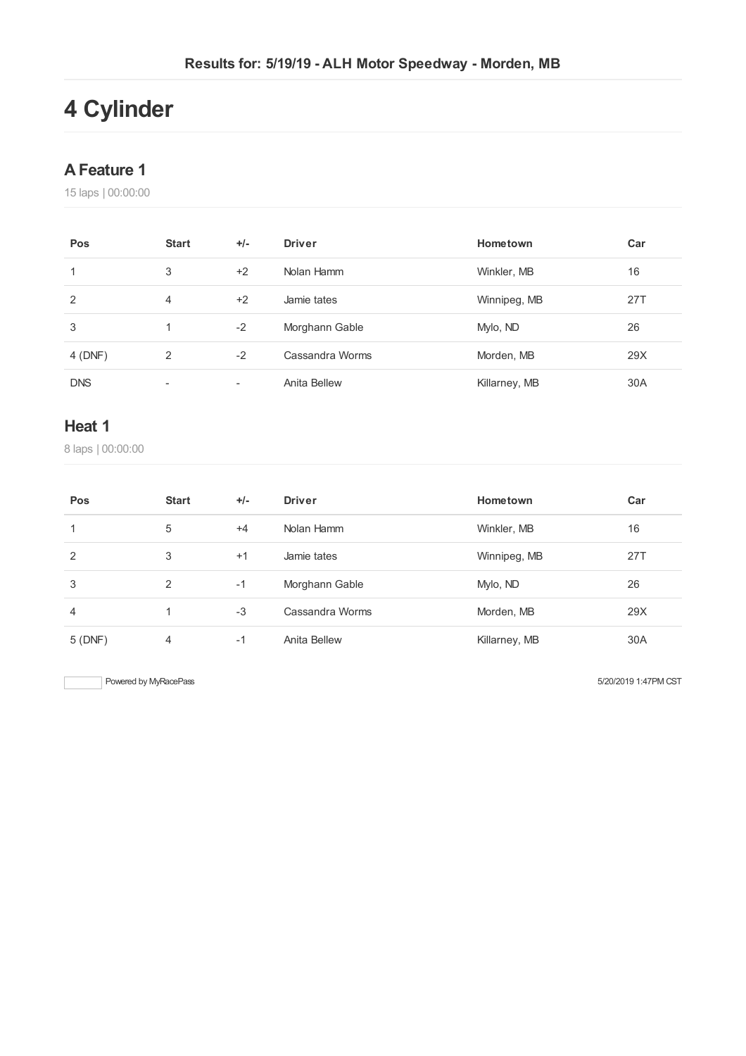Results for: 5/19/19 - ALH Motor Speedway - Morden, MB

# 4 Cylinder

## A Feature 1

15 laps | 00:00:00

| Pos | Start | +/- | Driver | Hometown | Car |
|---|---|---|---|---|---|
| 1 | 3 | +2 | Nolan Hamm | Winkler, MB | 16 |
| 2 | 4 | +2 | Jamie tates | Winnipeg, MB | 27T |
| 3 | 1 | -2 | Morghann Gable | Mylo, ND | 26 |
| 4 (DNF) | 2 | -2 | Cassandra Worms | Morden, MB | 29X |
| DNS | - | - | Anita Bellew | Killarney, MB | 30A |

## Heat 1

8 laps | 00:00:00

| Pos | Start | +/- | Driver | Hometown | Car |
|---|---|---|---|---|---|
| 1 | 5 | +4 | Nolan Hamm | Winkler, MB | 16 |
| 2 | 3 | +1 | Jamie tates | Winnipeg, MB | 27T |
| 3 | 2 | -1 | Morghann Gable | Mylo, ND | 26 |
| 4 | 1 | -3 | Cassandra Worms | Morden, MB | 29X |
| 5 (DNF) | 4 | -1 | Anita Bellew | Killarney, MB | 30A |

Powered by MyRacePass 5/20/2019 1:47PM CST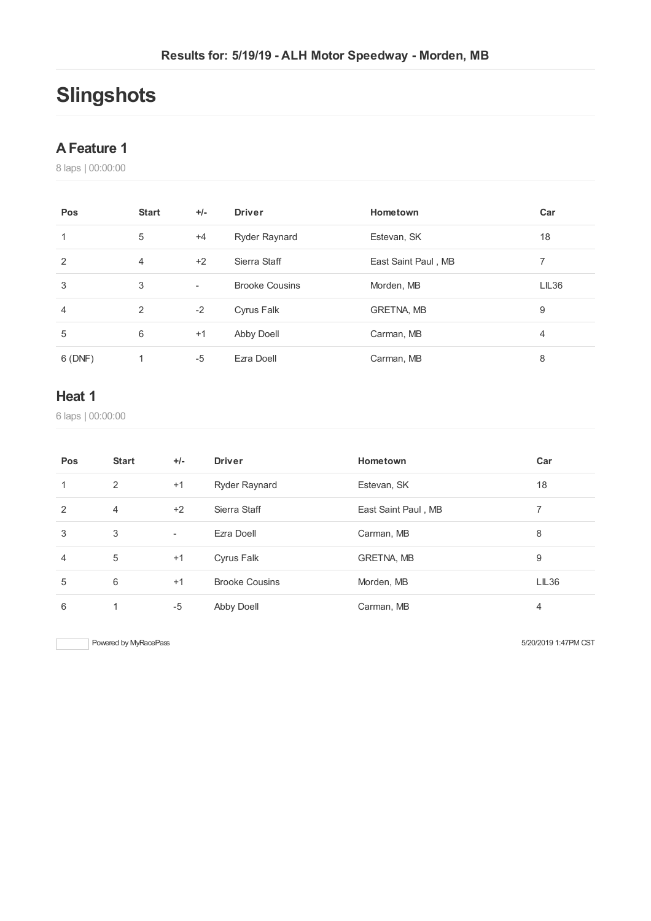## Results for: 5/19/19 - ALH Motor Speedway - Morden, MB

# Slingshots

### A Feature 1

8 laps | 00:00:00

| Pos | Start | +/- | Driver | Hometown | Car |
|---|---|---|---|---|---|
| 1 | 5 | +4 | Ryder Raynard | Estevan, SK | 18 |
| 2 | 4 | +2 | Sierra Staff | East Saint Paul , MB | 7 |
| 3 | 3 | - | Brooke Cousins | Morden, MB | LIL36 |
| 4 | 2 | -2 | Cyrus Falk | GRETNA, MB | 9 |
| 5 | 6 | +1 | Abby Doell | Carman, MB | 4 |
| 6 (DNF) | 1 | -5 | Ezra Doell | Carman, MB | 8 |

### Heat 1

6 laps | 00:00:00

| Pos | Start | +/- | Driver | Hometown | Car |
|---|---|---|---|---|---|
| 1 | 2 | +1 | Ryder Raynard | Estevan, SK | 18 |
| 2 | 4 | +2 | Sierra Staff | East Saint Paul , MB | 7 |
| 3 | 3 | - | Ezra Doell | Carman, MB | 8 |
| 4 | 5 | +1 | Cyrus Falk | GRETNA, MB | 9 |
| 5 | 6 | +1 | Brooke Cousins | Morden, MB | LIL36 |
| 6 | 1 | -5 | Abby Doell | Carman, MB | 4 |

Powered by MyRacePass

5/20/2019 1:47PM CST